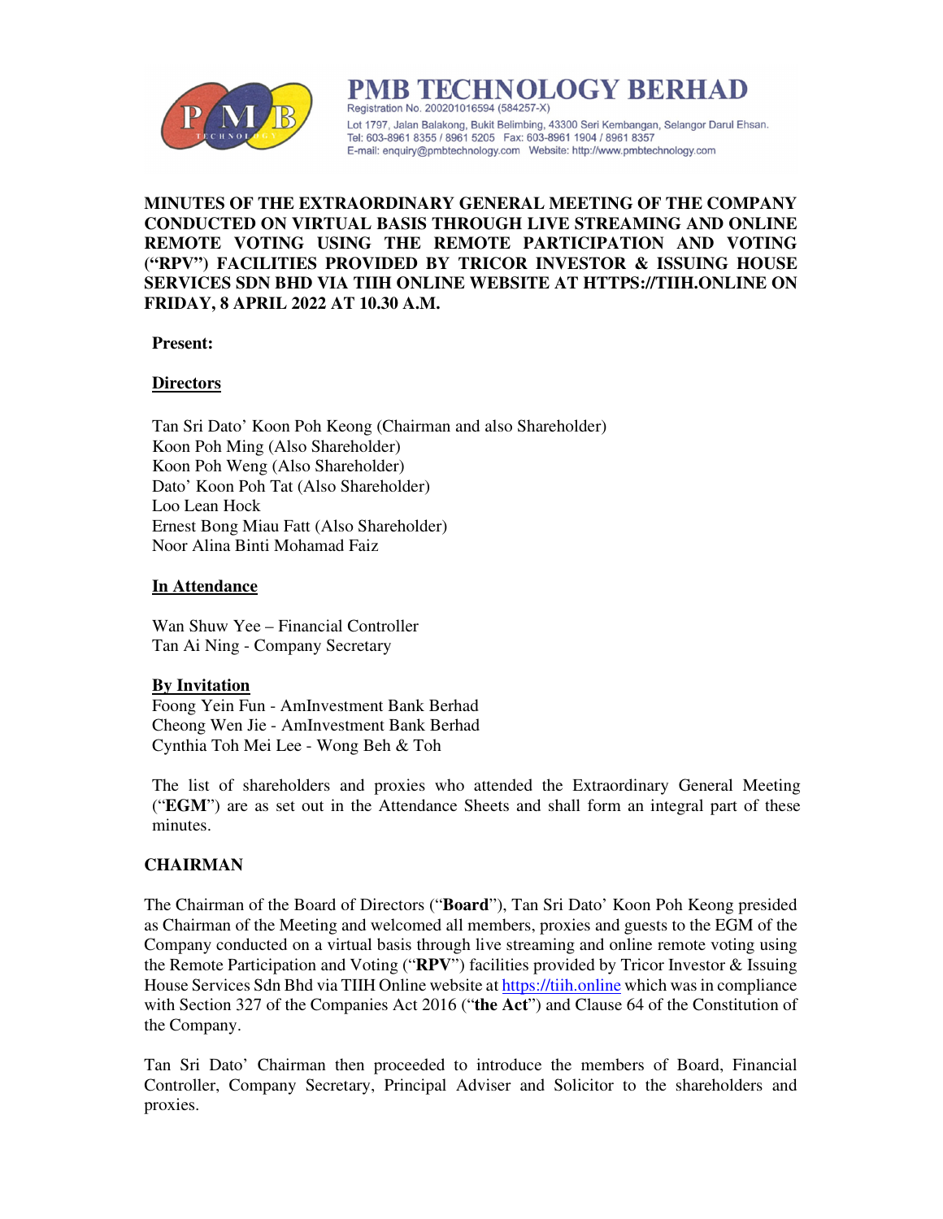**PMB TECHNOLOGY BERHAD**
Registration No. 200201016594 (584257-X)
Lot 1797, Jalan Balakong, Bukit Belimbing, 43300 Seri Kembangan, Selangor Darul Ehsan.
Tel: 603-8961 8355 / 8961 5205 Fax: 603-8961 1904 / 8961 8357
E-mail: enquiry@pmbtechnology.com Website: http://www.pmbtechnology.com

**MINUTES OF THE EXTRAORDINARY GENERAL MEETING OF THE COMPANY CONDUCTED ON VIRTUAL BASIS THROUGH LIVE STREAMING AND ONLINE REMOTE VOTING USING THE REMOTE PARTICIPATION AND VOTING ("RPV") FACILITIES PROVIDED BY TRICOR INVESTOR & ISSUING HOUSE SERVICES SDN BHD VIA TIIH ONLINE WEBSITE AT HTTPS://TIIH.ONLINE ON FRIDAY, 8 APRIL 2022 AT 10.30 A.M.**

**Present:**

**Directors**

Tan Sri Dato' Koon Poh Keong (Chairman and also Shareholder)
Koon Poh Ming (Also Shareholder)
Koon Poh Weng (Also Shareholder)
Dato' Koon Poh Tat (Also Shareholder)
Loo Lean Hock
Ernest Bong Miau Fatt (Also Shareholder)
Noor Alina Binti Mohamad Faiz

**In Attendance**

Wan Shuw Yee – Financial Controller
Tan Ai Ning - Company Secretary

**By Invitation**

Foong Yein Fun - AmInvestment Bank Berhad
Cheong Wen Jie - AmInvestment Bank Berhad
Cynthia Toh Mei Lee - Wong Beh & Toh

The list of shareholders and proxies who attended the Extraordinary General Meeting ("**EGM**") are as set out in the Attendance Sheets and shall form an integral part of these minutes.

## CHAIRMAN

The Chairman of the Board of Directors ("**Board**"), Tan Sri Dato' Koon Poh Keong presided as Chairman of the Meeting and welcomed all members, proxies and guests to the EGM of the Company conducted on a virtual basis through live streaming and online remote voting using the Remote Participation and Voting ("**RPV**") facilities provided by Tricor Investor & Issuing House Services Sdn Bhd via TIIH Online website at https://tiih.online which was in compliance with Section 327 of the Companies Act 2016 ("**the Act**") and Clause 64 of the Constitution of the Company.

Tan Sri Dato' Chairman then proceeded to introduce the members of Board, Financial Controller, Company Secretary, Principal Adviser and Solicitor to the shareholders and proxies.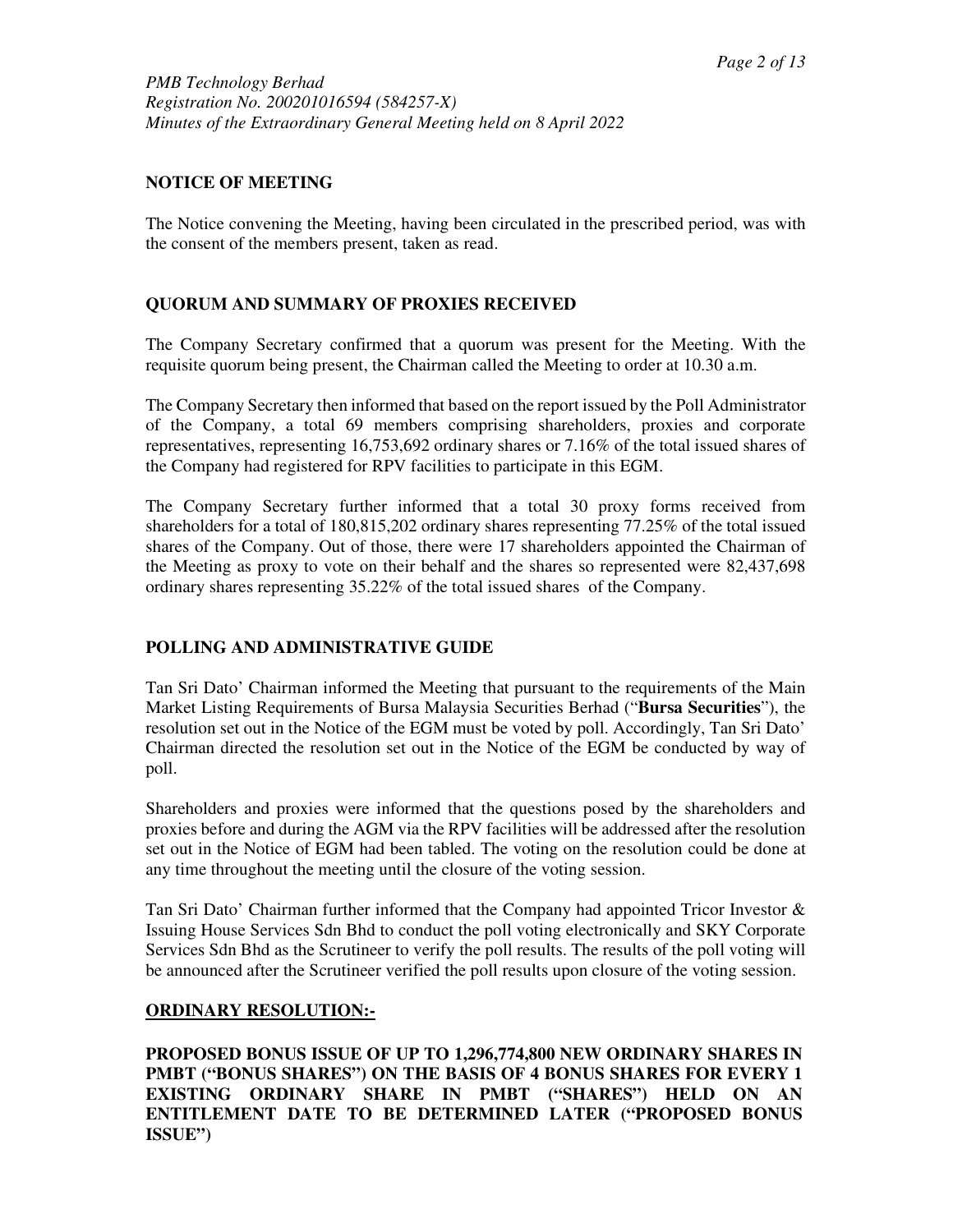## NOTICE OF MEETING

The Notice convening the Meeting, having been circulated in the prescribed period, was with the consent of the members present, taken as read.

## QUORUM AND SUMMARY OF PROXIES RECEIVED

The Company Secretary confirmed that a quorum was present for the Meeting. With the requisite quorum being present, the Chairman called the Meeting to order at 10.30 a.m.

The Company Secretary then informed that based on the report issued by the Poll Administrator of the Company, a total 69 members comprising shareholders, proxies and corporate representatives, representing 16,753,692 ordinary shares or 7.16% of the total issued shares of the Company had registered for RPV facilities to participate in this EGM.

The Company Secretary further informed that a total 30 proxy forms received from shareholders for a total of 180,815,202 ordinary shares representing 77.25% of the total issued shares of the Company. Out of those, there were 17 shareholders appointed the Chairman of the Meeting as proxy to vote on their behalf and the shares so represented were 82,437,698 ordinary shares representing 35.22% of the total issued shares of the Company.

## POLLING AND ADMINISTRATIVE GUIDE

Tan Sri Dato' Chairman informed the Meeting that pursuant to the requirements of the Main Market Listing Requirements of Bursa Malaysia Securities Berhad ("**Bursa Securities**"), the resolution set out in the Notice of the EGM must be voted by poll. Accordingly, Tan Sri Dato' Chairman directed the resolution set out in the Notice of the EGM be conducted by way of poll.

Shareholders and proxies were informed that the questions posed by the shareholders and proxies before and during the AGM via the RPV facilities will be addressed after the resolution set out in the Notice of EGM had been tabled. The voting on the resolution could be done at any time throughout the meeting until the closure of the voting session.

Tan Sri Dato' Chairman further informed that the Company had appointed Tricor Investor & Issuing House Services Sdn Bhd to conduct the poll voting electronically and SKY Corporate Services Sdn Bhd as the Scrutineer to verify the poll results. The results of the poll voting will be announced after the Scrutineer verified the poll results upon closure of the voting session.

## ORDINARY RESOLUTION:-

**PROPOSED BONUS ISSUE OF UP TO 1,296,774,800 NEW ORDINARY SHARES IN PMBT ("BONUS SHARES") ON THE BASIS OF 4 BONUS SHARES FOR EVERY 1 EXISTING ORDINARY SHARE IN PMBT ("SHARES") HELD ON AN ENTITLEMENT DATE TO BE DETERMINED LATER ("PROPOSED BONUS ISSUE")**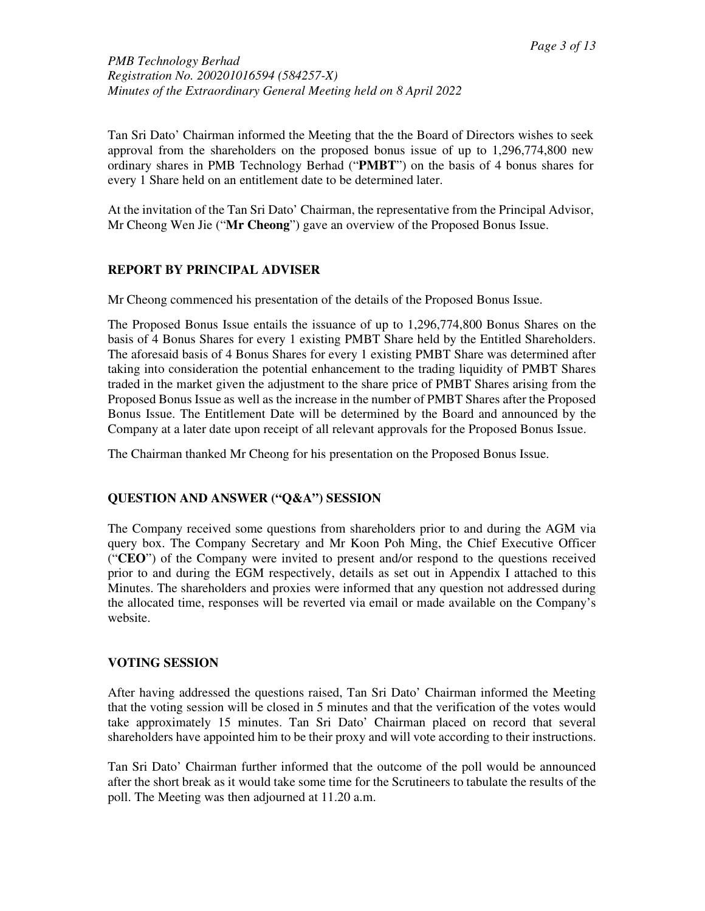Tan Sri Dato' Chairman informed the Meeting that the the Board of Directors wishes to seek approval from the shareholders on the proposed bonus issue of up to 1,296,774,800 new ordinary shares in PMB Technology Berhad ("**PMBT**") on the basis of 4 bonus shares for every 1 Share held on an entitlement date to be determined later.

At the invitation of the Tan Sri Dato' Chairman, the representative from the Principal Advisor, Mr Cheong Wen Jie ("**Mr Cheong**") gave an overview of the Proposed Bonus Issue.

**REPORT BY PRINCIPAL ADVISER**

Mr Cheong commenced his presentation of the details of the Proposed Bonus Issue.

The Proposed Bonus Issue entails the issuance of up to 1,296,774,800 Bonus Shares on the basis of 4 Bonus Shares for every 1 existing PMBT Share held by the Entitled Shareholders. The aforesaid basis of 4 Bonus Shares for every 1 existing PMBT Share was determined after taking into consideration the potential enhancement to the trading liquidity of PMBT Shares traded in the market given the adjustment to the share price of PMBT Shares arising from the Proposed Bonus Issue as well as the increase in the number of PMBT Shares after the Proposed Bonus Issue. The Entitlement Date will be determined by the Board and announced by the Company at a later date upon receipt of all relevant approvals for the Proposed Bonus Issue.

The Chairman thanked Mr Cheong for his presentation on the Proposed Bonus Issue.

**QUESTION AND ANSWER ("Q&A") SESSION**

The Company received some questions from shareholders prior to and during the AGM via query box. The Company Secretary and Mr Koon Poh Ming, the Chief Executive Officer ("**CEO**") of the Company were invited to present and/or respond to the questions received prior to and during the EGM respectively, details as set out in Appendix I attached to this Minutes. The shareholders and proxies were informed that any question not addressed during the allocated time, responses will be reverted via email or made available on the Company's website.

**VOTING SESSION**

After having addressed the questions raised, Tan Sri Dato' Chairman informed the Meeting that the voting session will be closed in 5 minutes and that the verification of the votes would take approximately 15 minutes. Tan Sri Dato' Chairman placed on record that several shareholders have appointed him to be their proxy and will vote according to their instructions.

Tan Sri Dato' Chairman further informed that the outcome of the poll would be announced after the short break as it would take some time for the Scrutineers to tabulate the results of the poll. The Meeting was then adjourned at 11.20 a.m.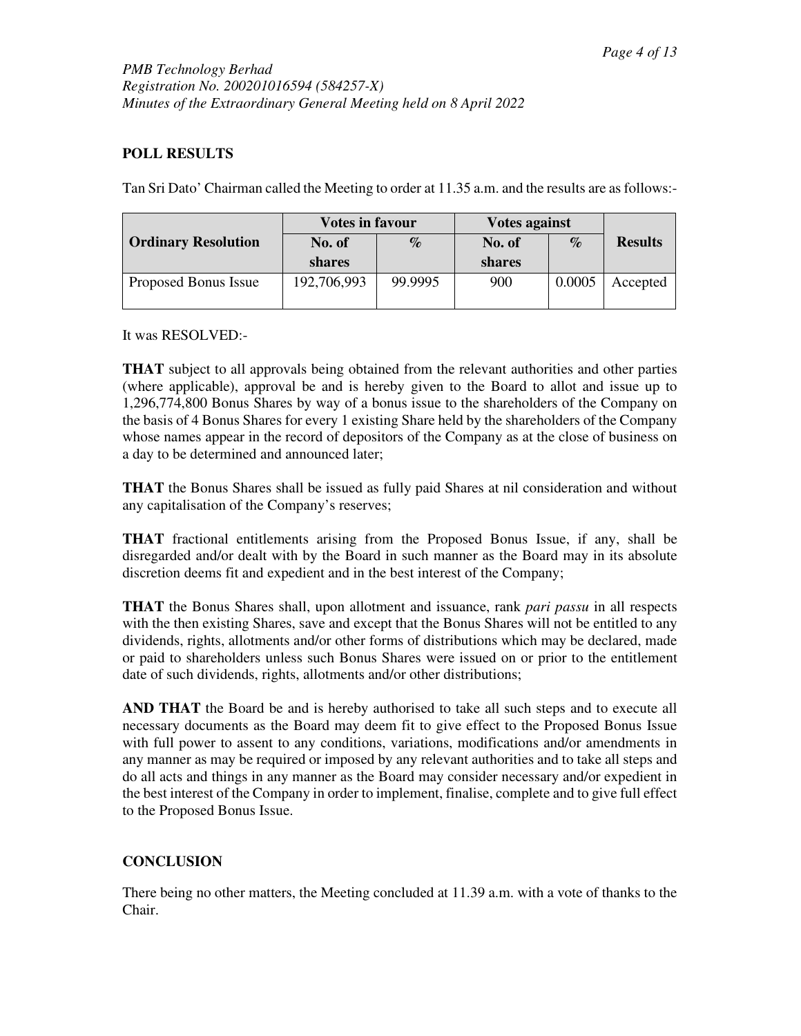## POLL RESULTS

Tan Sri Dato' Chairman called the Meeting to order at 11.35 a.m. and the results are as follows:-

| Ordinary Resolution | Votes in favour | | Votes against | | Results |
|---|---|---|---|---|---|
| | No. of shares | % | No. of shares | % | |
| Proposed Bonus Issue | 192,706,993 | 99.9995 | 900 | 0.0005 | Accepted |

It was RESOLVED:-

**THAT** subject to all approvals being obtained from the relevant authorities and other parties (where applicable), approval be and is hereby given to the Board to allot and issue up to 1,296,774,800 Bonus Shares by way of a bonus issue to the shareholders of the Company on the basis of 4 Bonus Shares for every 1 existing Share held by the shareholders of the Company whose names appear in the record of depositors of the Company as at the close of business on a day to be determined and announced later;

**THAT** the Bonus Shares shall be issued as fully paid Shares at nil consideration and without any capitalisation of the Company's reserves;

**THAT** fractional entitlements arising from the Proposed Bonus Issue, if any, shall be disregarded and/or dealt with by the Board in such manner as the Board may in its absolute discretion deems fit and expedient and in the best interest of the Company;

**THAT** the Bonus Shares shall, upon allotment and issuance, rank *pari passu* in all respects with the then existing Shares, save and except that the Bonus Shares will not be entitled to any dividends, rights, allotments and/or other forms of distributions which may be declared, made or paid to shareholders unless such Bonus Shares were issued on or prior to the entitlement date of such dividends, rights, allotments and/or other distributions;

**AND THAT** the Board be and is hereby authorised to take all such steps and to execute all necessary documents as the Board may deem fit to give effect to the Proposed Bonus Issue with full power to assent to any conditions, variations, modifications and/or amendments in any manner as may be required or imposed by any relevant authorities and to take all steps and do all acts and things in any manner as the Board may consider necessary and/or expedient in the best interest of the Company in order to implement, finalise, complete and to give full effect to the Proposed Bonus Issue.

## CONCLUSION

There being no other matters, the Meeting concluded at 11.39 a.m. with a vote of thanks to the Chair.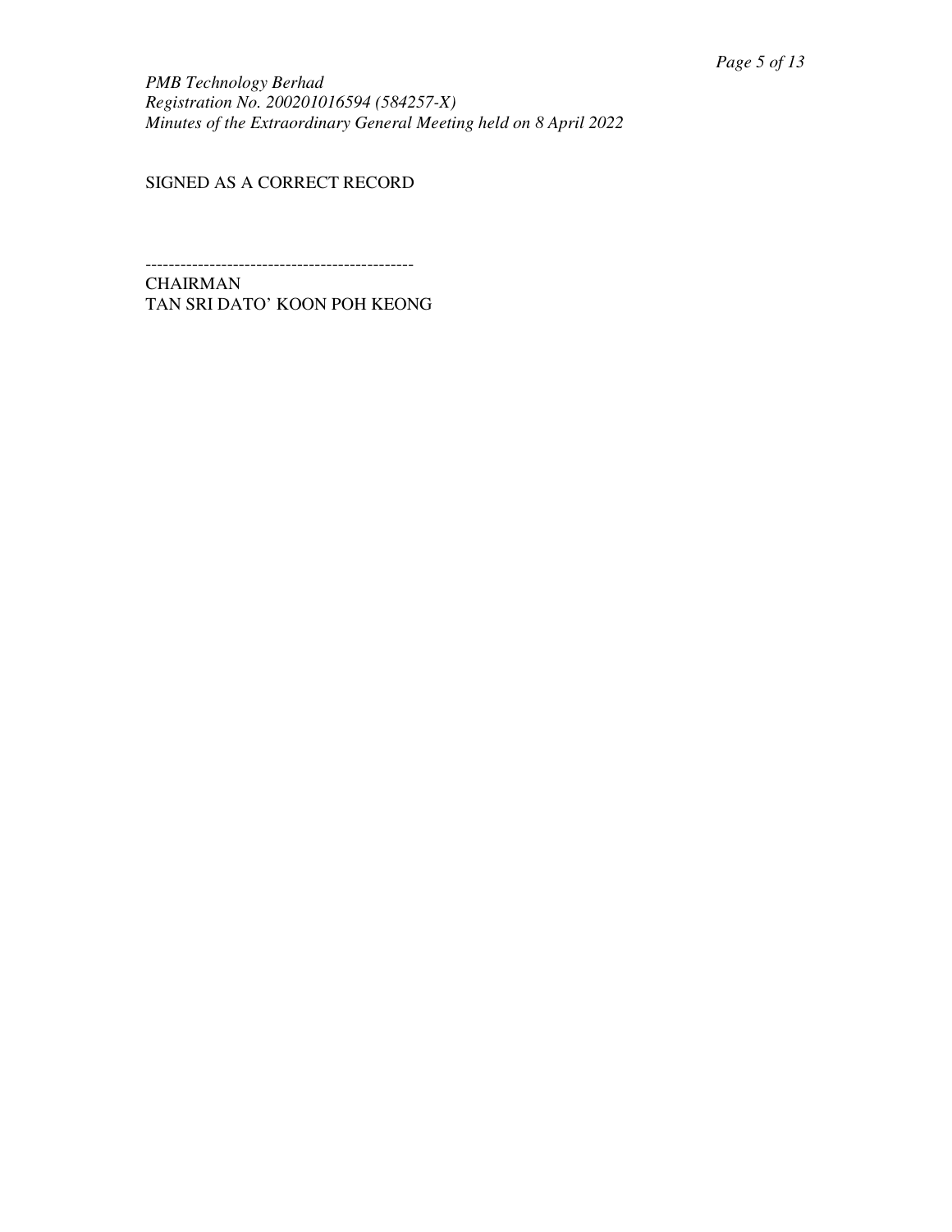SIGNED AS A CORRECT RECORD

----------------------------------------------

CHAIRMAN
TAN SRI DATO' KOON POH KEONG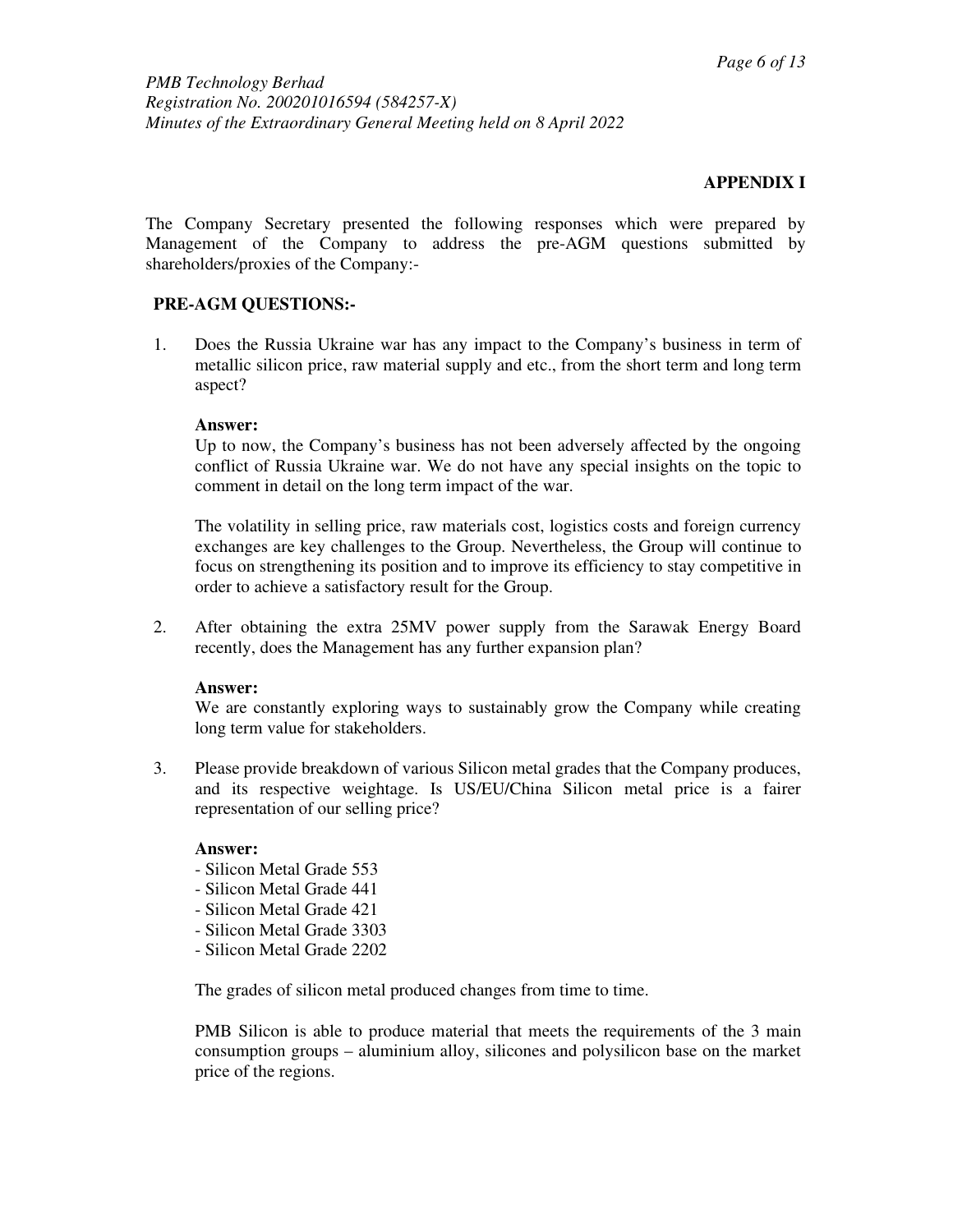## APPENDIX I

The Company Secretary presented the following responses which were prepared by Management of the Company to address the pre-AGM questions submitted by shareholders/proxies of the Company:-

### PRE-AGM QUESTIONS:-

1. Does the Russia Ukraine war has any impact to the Company's business in term of metallic silicon price, raw material supply and etc., from the short term and long term aspect?

   **Answer:**
   Up to now, the Company's business has not been adversely affected by the ongoing conflict of Russia Ukraine war. We do not have any special insights on the topic to comment in detail on the long term impact of the war.

   The volatility in selling price, raw materials cost, logistics costs and foreign currency exchanges are key challenges to the Group. Nevertheless, the Group will continue to focus on strengthening its position and to improve its efficiency to stay competitive in order to achieve a satisfactory result for the Group.

2. After obtaining the extra 25MV power supply from the Sarawak Energy Board recently, does the Management has any further expansion plan?

   **Answer:**
   We are constantly exploring ways to sustainably grow the Company while creating long term value for stakeholders.

3. Please provide breakdown of various Silicon metal grades that the Company produces, and its respective weightage. Is US/EU/China Silicon metal price is a fairer representation of our selling price?

   **Answer:**
   - Silicon Metal Grade 553
   - Silicon Metal Grade 441
   - Silicon Metal Grade 421
   - Silicon Metal Grade 3303
   - Silicon Metal Grade 2202

   The grades of silicon metal produced changes from time to time.

   PMB Silicon is able to produce material that meets the requirements of the 3 main consumption groups – aluminium alloy, silicones and polysilicon base on the market price of the regions.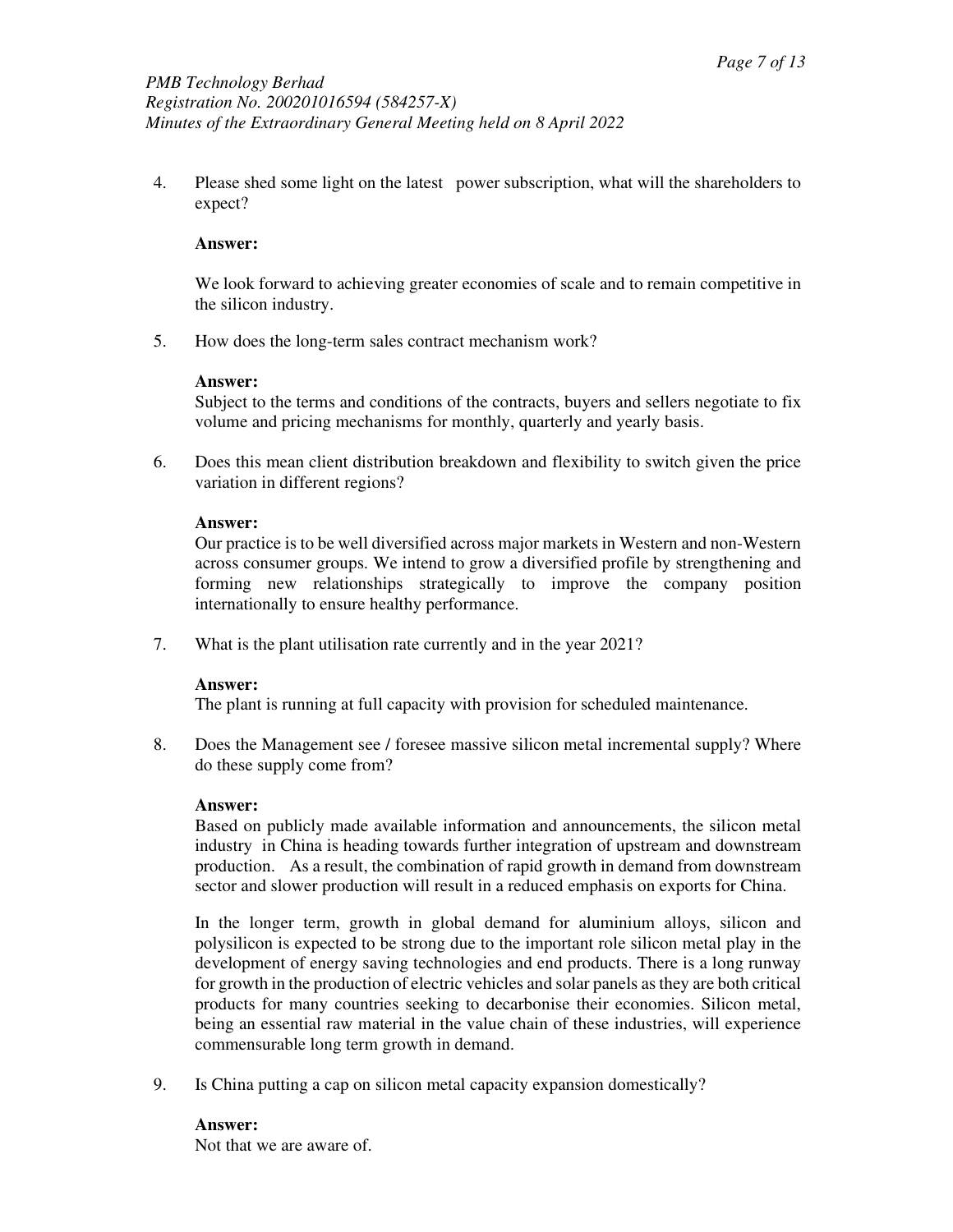4. Please shed some light on the latest power subscription, what will the shareholders to expect?

   **Answer:**

   We look forward to achieving greater economies of scale and to remain competitive in the silicon industry.

5. How does the long-term sales contract mechanism work?

   **Answer:**
   Subject to the terms and conditions of the contracts, buyers and sellers negotiate to fix volume and pricing mechanisms for monthly, quarterly and yearly basis.

6. Does this mean client distribution breakdown and flexibility to switch given the price variation in different regions?

   **Answer:**
   Our practice is to be well diversified across major markets in Western and non-Western across consumer groups. We intend to grow a diversified profile by strengthening and forming new relationships strategically to improve the company position internationally to ensure healthy performance.

7. What is the plant utilisation rate currently and in the year 2021?

   **Answer:**
   The plant is running at full capacity with provision for scheduled maintenance.

8. Does the Management see / foresee massive silicon metal incremental supply? Where do these supply come from?

   **Answer:**
   Based on publicly made available information and announcements, the silicon metal industry in China is heading towards further integration of upstream and downstream production. As a result, the combination of rapid growth in demand from downstream sector and slower production will result in a reduced emphasis on exports for China.

   In the longer term, growth in global demand for aluminium alloys, silicon and polysilicon is expected to be strong due to the important role silicon metal play in the development of energy saving technologies and end products. There is a long runway for growth in the production of electric vehicles and solar panels as they are both critical products for many countries seeking to decarbonise their economies. Silicon metal, being an essential raw material in the value chain of these industries, will experience commensurable long term growth in demand.

9. Is China putting a cap on silicon metal capacity expansion domestically?

   **Answer:**
   Not that we are aware of.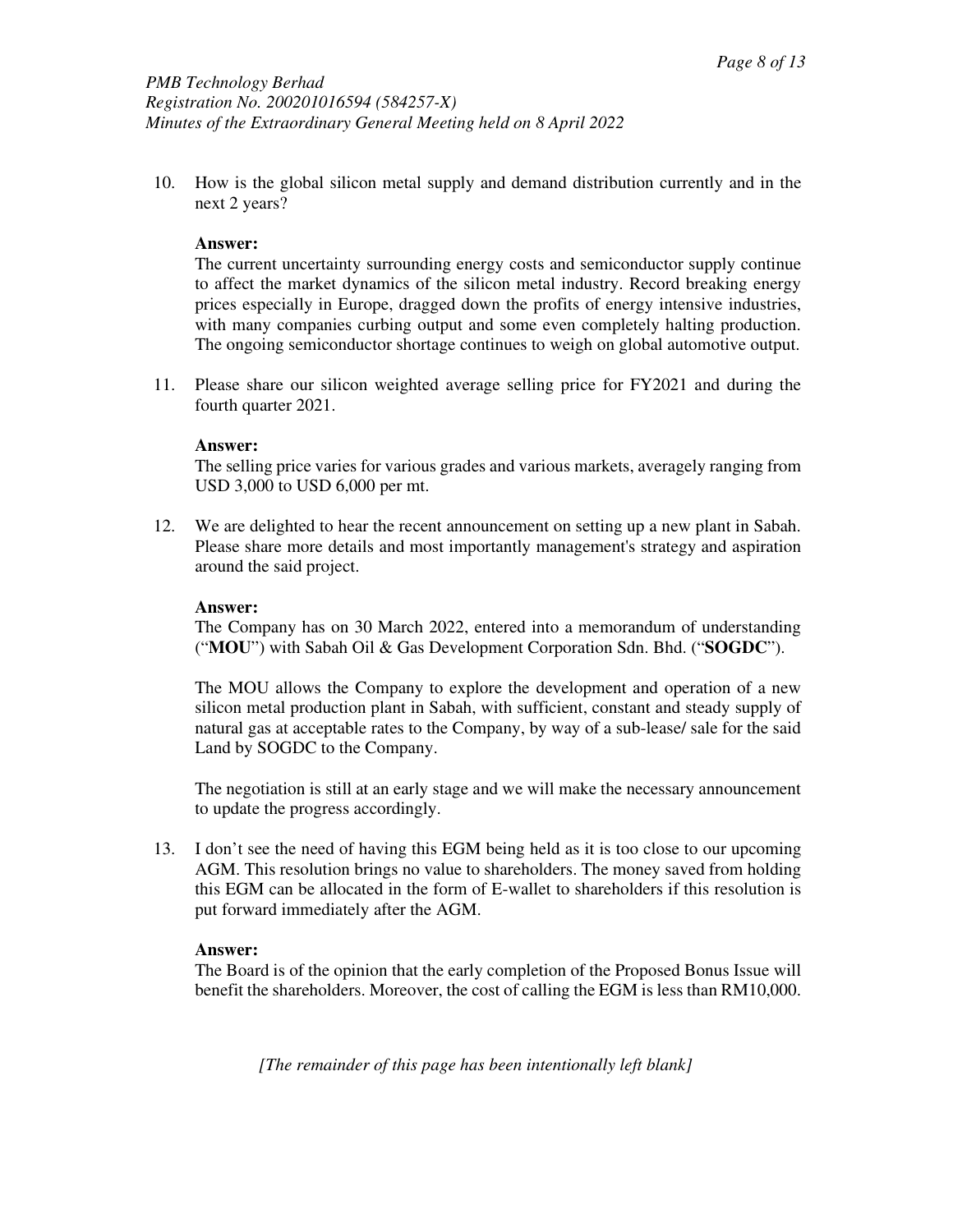10. How is the global silicon metal supply and demand distribution currently and in the next 2 years?

    **Answer:**
    The current uncertainty surrounding energy costs and semiconductor supply continue to affect the market dynamics of the silicon metal industry. Record breaking energy prices especially in Europe, dragged down the profits of energy intensive industries, with many companies curbing output and some even completely halting production. The ongoing semiconductor shortage continues to weigh on global automotive output.

11. Please share our silicon weighted average selling price for FY2021 and during the fourth quarter 2021.

    **Answer:**
    The selling price varies for various grades and various markets, averagely ranging from USD 3,000 to USD 6,000 per mt.

12. We are delighted to hear the recent announcement on setting up a new plant in Sabah. Please share more details and most importantly management's strategy and aspiration around the said project.

    **Answer:**
    The Company has on 30 March 2022, entered into a memorandum of understanding ("**MOU**") with Sabah Oil & Gas Development Corporation Sdn. Bhd. ("**SOGDC**").

    The MOU allows the Company to explore the development and operation of a new silicon metal production plant in Sabah, with sufficient, constant and steady supply of natural gas at acceptable rates to the Company, by way of a sub-lease/ sale for the said Land by SOGDC to the Company.

    The negotiation is still at an early stage and we will make the necessary announcement to update the progress accordingly.

13. I don't see the need of having this EGM being held as it is too close to our upcoming AGM. This resolution brings no value to shareholders. The money saved from holding this EGM can be allocated in the form of E-wallet to shareholders if this resolution is put forward immediately after the AGM.

    **Answer:**
    The Board is of the opinion that the early completion of the Proposed Bonus Issue will benefit the shareholders. Moreover, the cost of calling the EGM is less than RM10,000.

*[The remainder of this page has been intentionally left blank]*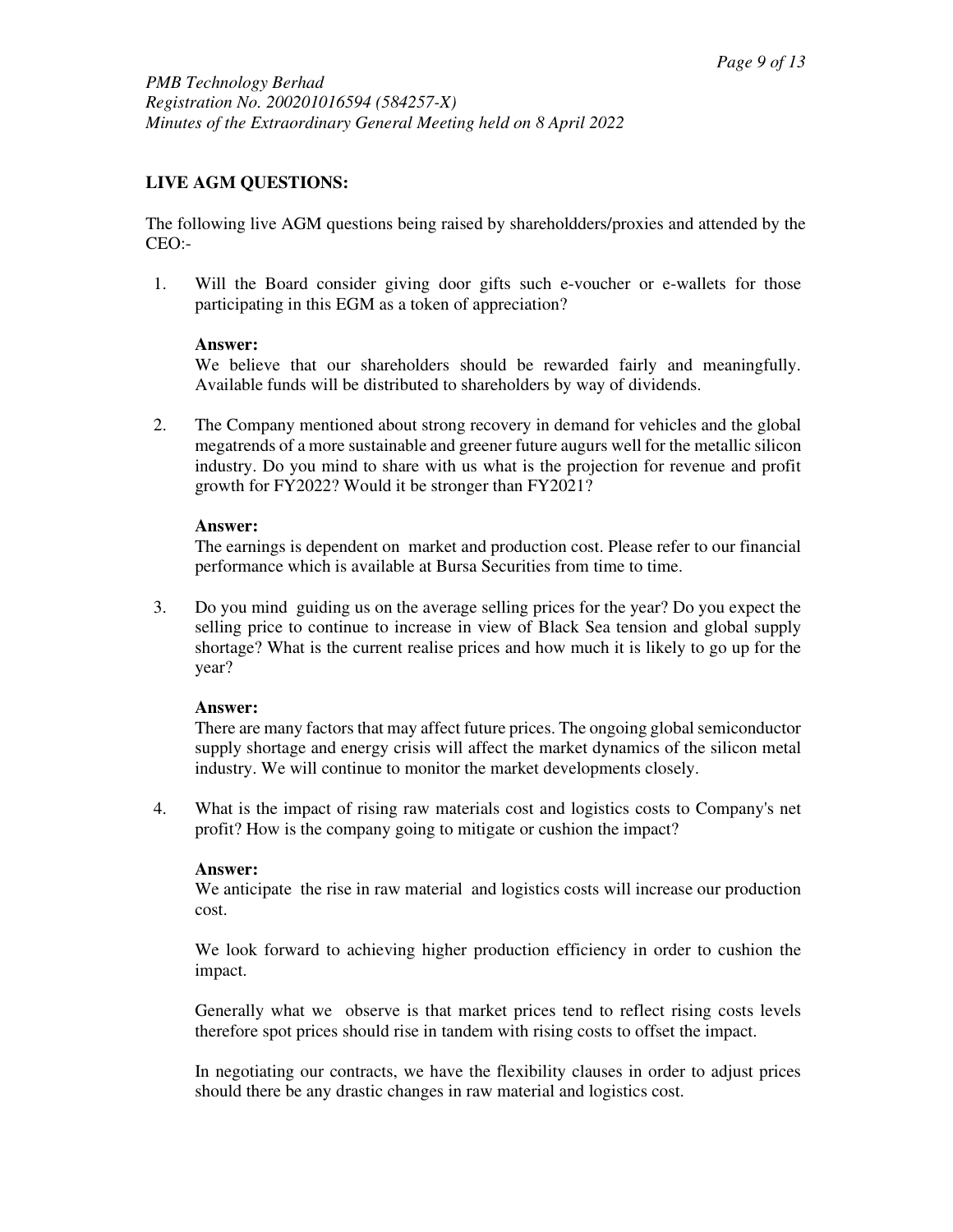**LIVE AGM QUESTIONS:**

The following live AGM questions being raised by shareholddders/proxies and attended by the CEO:-

1. Will the Board consider giving door gifts such e-voucher or e-wallets for those participating in this EGM as a token of appreciation?

   **Answer:**
   We believe that our shareholders should be rewarded fairly and meaningfully. Available funds will be distributed to shareholders by way of dividends.

2. The Company mentioned about strong recovery in demand for vehicles and the global megatrends of a more sustainable and greener future augurs well for the metallic silicon industry. Do you mind to share with us what is the projection for revenue and profit growth for FY2022? Would it be stronger than FY2021?

   **Answer:**
   The earnings is dependent on market and production cost. Please refer to our financial performance which is available at Bursa Securities from time to time.

3. Do you mind guiding us on the average selling prices for the year? Do you expect the selling price to continue to increase in view of Black Sea tension and global supply shortage? What is the current realise prices and how much it is likely to go up for the year?

   **Answer:**
   There are many factors that may affect future prices. The ongoing global semiconductor supply shortage and energy crisis will affect the market dynamics of the silicon metal industry. We will continue to monitor the market developments closely.

4. What is the impact of rising raw materials cost and logistics costs to Company's net profit? How is the company going to mitigate or cushion the impact?

   **Answer:**
   We anticipate the rise in raw material and logistics costs will increase our production cost.

   We look forward to achieving higher production efficiency in order to cushion the impact.

   Generally what we observe is that market prices tend to reflect rising costs levels therefore spot prices should rise in tandem with rising costs to offset the impact.

   In negotiating our contracts, we have the flexibility clauses in order to adjust prices should there be any drastic changes in raw material and logistics cost.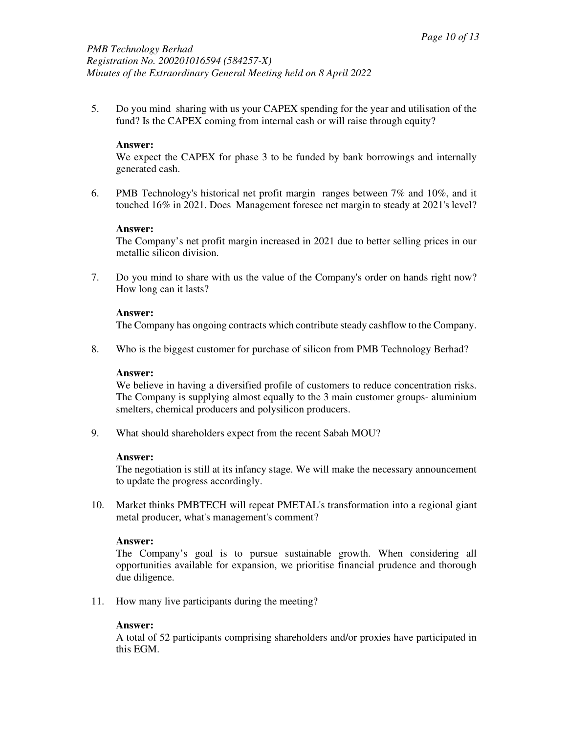5. Do you mind sharing with us your CAPEX spending for the year and utilisation of the fund? Is the CAPEX coming from internal cash or will raise through equity?

   **Answer:**
   We expect the CAPEX for phase 3 to be funded by bank borrowings and internally generated cash.

6. PMB Technology's historical net profit margin ranges between 7% and 10%, and it touched 16% in 2021. Does Management foresee net margin to steady at 2021's level?

   **Answer:**
   The Company's net profit margin increased in 2021 due to better selling prices in our metallic silicon division.

7. Do you mind to share with us the value of the Company's order on hands right now? How long can it lasts?

   **Answer:**
   The Company has ongoing contracts which contribute steady cashflow to the Company.

8. Who is the biggest customer for purchase of silicon from PMB Technology Berhad?

   **Answer:**
   We believe in having a diversified profile of customers to reduce concentration risks. The Company is supplying almost equally to the 3 main customer groups- aluminium smelters, chemical producers and polysilicon producers.

9. What should shareholders expect from the recent Sabah MOU?

   **Answer:**
   The negotiation is still at its infancy stage. We will make the necessary announcement to update the progress accordingly.

10. Market thinks PMBTECH will repeat PMETAL's transformation into a regional giant metal producer, what's management's comment?

    **Answer:**
    The Company's goal is to pursue sustainable growth. When considering all opportunities available for expansion, we prioritise financial prudence and thorough due diligence.

11. How many live participants during the meeting?

    **Answer:**
    A total of 52 participants comprising shareholders and/or proxies have participated in this EGM.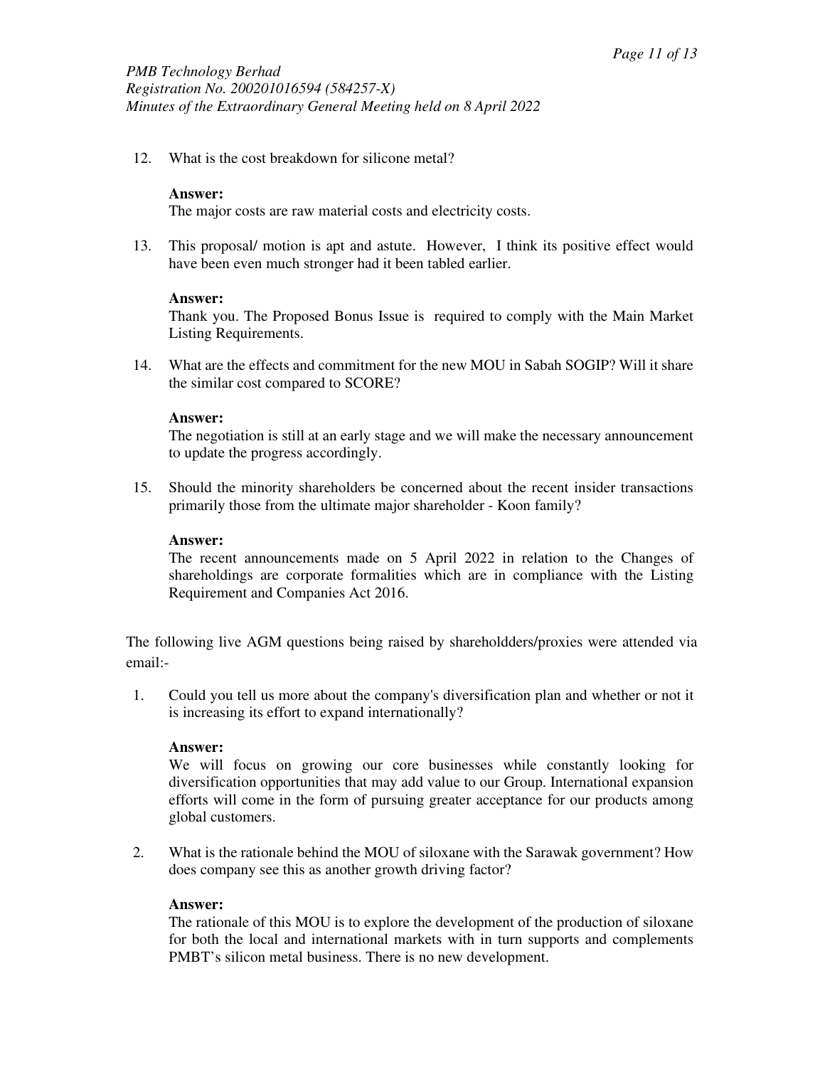12. What is the cost breakdown for silicone metal?

    **Answer:**
    The major costs are raw material costs and electricity costs.

13. This proposal/ motion is apt and astute. However, I think its positive effect would have been even much stronger had it been tabled earlier.

    **Answer:**
    Thank you. The Proposed Bonus Issue is required to comply with the Main Market Listing Requirements.

14. What are the effects and commitment for the new MOU in Sabah SOGIP? Will it share the similar cost compared to SCORE?

    **Answer:**
    The negotiation is still at an early stage and we will make the necessary announcement to update the progress accordingly.

15. Should the minority shareholders be concerned about the recent insider transactions primarily those from the ultimate major shareholder - Koon family?

    **Answer:**
    The recent announcements made on 5 April 2022 in relation to the Changes of shareholdings are corporate formalities which are in compliance with the Listing Requirement and Companies Act 2016.

The following live AGM questions being raised by shareholdders/proxies were attended via email:-

1. Could you tell us more about the company's diversification plan and whether or not it is increasing its effort to expand internationally?

   **Answer:**
   We will focus on growing our core businesses while constantly looking for diversification opportunities that may add value to our Group. International expansion efforts will come in the form of pursuing greater acceptance for our products among global customers.

2. What is the rationale behind the MOU of siloxane with the Sarawak government? How does company see this as another growth driving factor?

   **Answer:**
   The rationale of this MOU is to explore the development of the production of siloxane for both the local and international markets with in turn supports and complements PMBT's silicon metal business. There is no new development.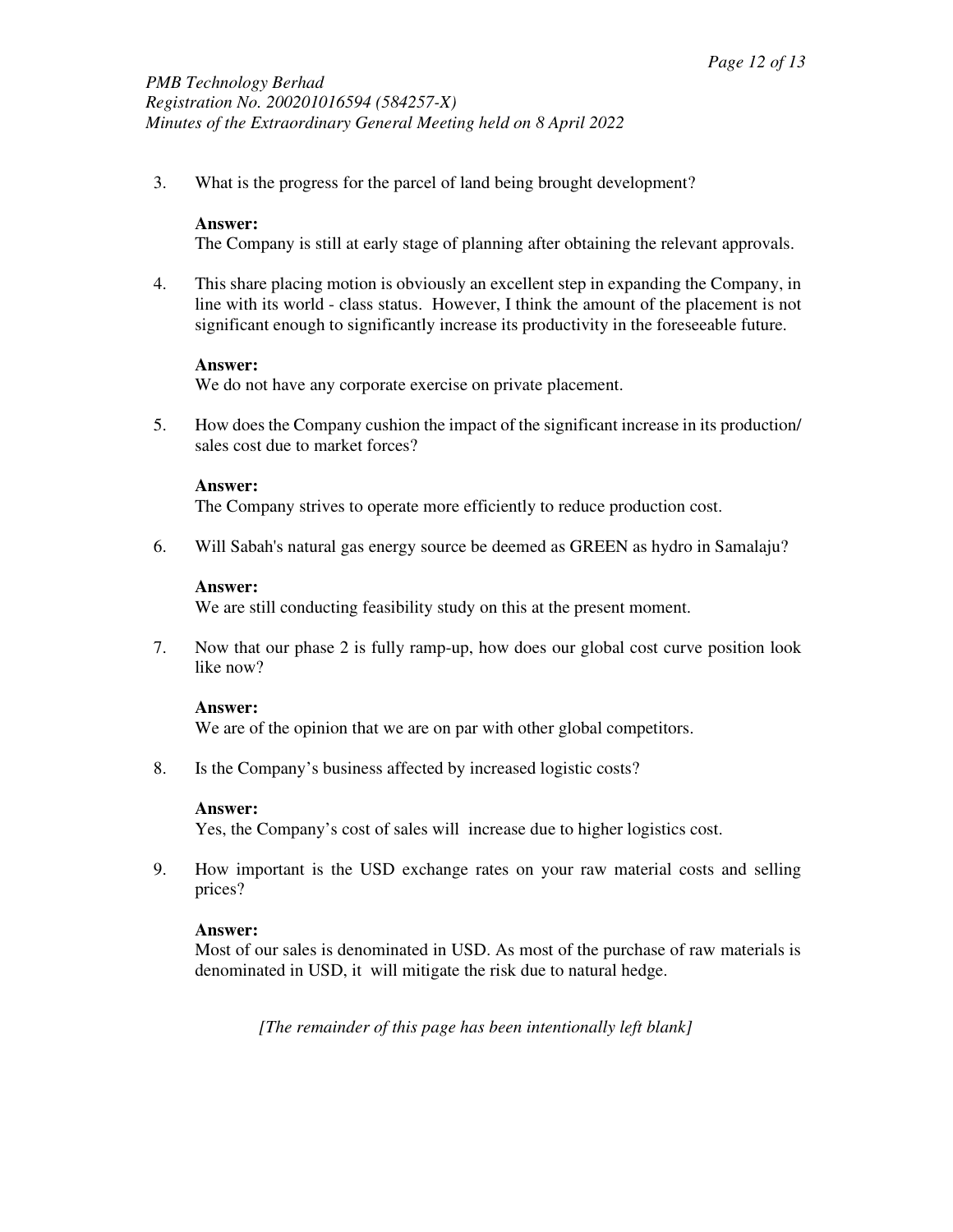3. What is the progress for the parcel of land being brought development?

   **Answer:**
   The Company is still at early stage of planning after obtaining the relevant approvals.

4. This share placing motion is obviously an excellent step in expanding the Company, in line with its world - class status. However, I think the amount of the placement is not significant enough to significantly increase its productivity in the foreseeable future.

   **Answer:**
   We do not have any corporate exercise on private placement.

5. How does the Company cushion the impact of the significant increase in its production/ sales cost due to market forces?

   **Answer:**
   The Company strives to operate more efficiently to reduce production cost.

6. Will Sabah's natural gas energy source be deemed as GREEN as hydro in Samalaju?

   **Answer:**
   We are still conducting feasibility study on this at the present moment.

7. Now that our phase 2 is fully ramp-up, how does our global cost curve position look like now?

   **Answer:**
   We are of the opinion that we are on par with other global competitors.

8. Is the Company's business affected by increased logistic costs?

   **Answer:**
   Yes, the Company's cost of sales will increase due to higher logistics cost.

9. How important is the USD exchange rates on your raw material costs and selling prices?

   **Answer:**
   Most of our sales is denominated in USD. As most of the purchase of raw materials is denominated in USD, it will mitigate the risk due to natural hedge.

*[The remainder of this page has been intentionally left blank]*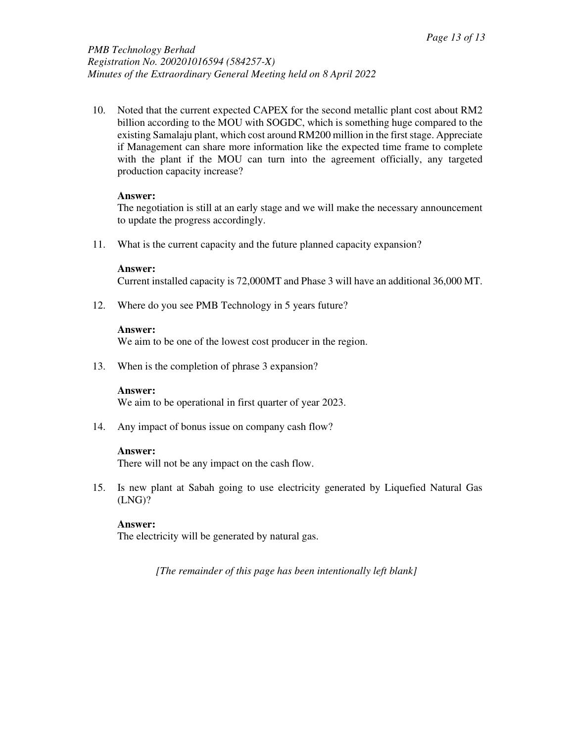10. Noted that the current expected CAPEX for the second metallic plant cost about RM2 billion according to the MOU with SOGDC, which is something huge compared to the existing Samalaju plant, which cost around RM200 million in the first stage. Appreciate if Management can share more information like the expected time frame to complete with the plant if the MOU can turn into the agreement officially, any targeted production capacity increase?

    **Answer:**
    The negotiation is still at an early stage and we will make the necessary announcement to update the progress accordingly.

11. What is the current capacity and the future planned capacity expansion?

    **Answer:**
    Current installed capacity is 72,000MT and Phase 3 will have an additional 36,000 MT.

12. Where do you see PMB Technology in 5 years future?

    **Answer:**
    We aim to be one of the lowest cost producer in the region.

13. When is the completion of phrase 3 expansion?

    **Answer:**
    We aim to be operational in first quarter of year 2023.

14. Any impact of bonus issue on company cash flow?

    **Answer:**
    There will not be any impact on the cash flow.

15. Is new plant at Sabah going to use electricity generated by Liquefied Natural Gas (LNG)?

    **Answer:**
    The electricity will be generated by natural gas.

*[The remainder of this page has been intentionally left blank]*